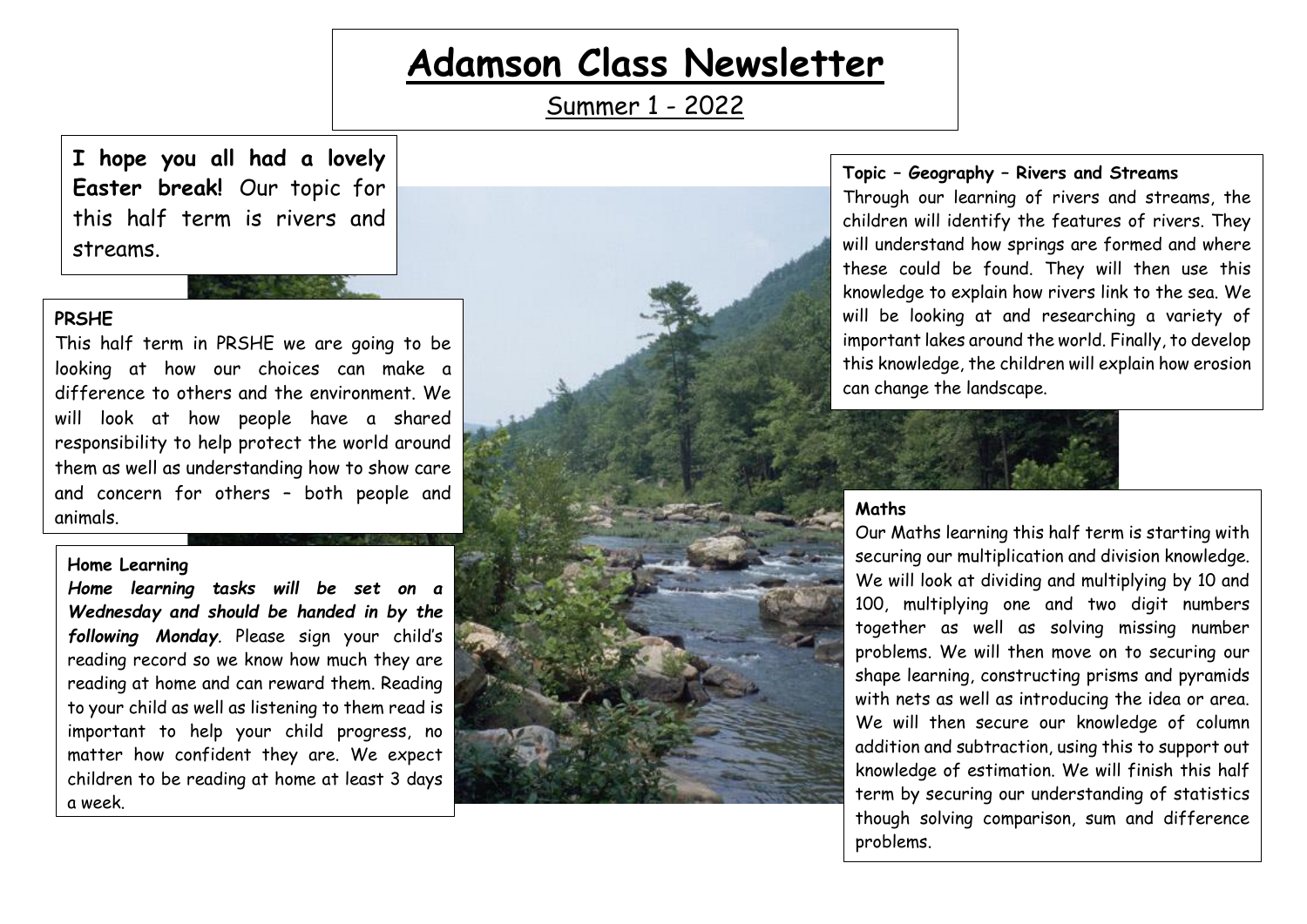# Adamson Class Newsletter

Summer 1 - 2022

**I hope you all had a lovely Easter break!** Our topic for this half term is rivers and streams.

### PRSHE

This half term in PRSHE we are going to be looking at how our choices can make a difference to others and the environment. We will look at how people have a shared responsibility to help protect the world around them as well as understanding how to show care and concern for others – both people and animals.

### Home Learning

***Home learning tasks will be set on a Wednesday and should be handed in by the following Monday***. Please sign your child's reading record so we know how much they are reading at home and can reward them. Reading to your child as well as listening to them read is important to help your child progress, no matter how confident they are. We expect children to be reading at home at least 3 days a week.

### Topic – Geography – Rivers and Streams

Through our learning of rivers and streams, the children will identify the features of rivers. They will understand how springs are formed and where these could be found. They will then use this knowledge to explain how rivers link to the sea. We will be looking at and researching a variety of important lakes around the world. Finally, to develop this knowledge, the children will explain how erosion can change the landscape.

### Maths

Our Maths learning this half term is starting with securing our multiplication and division knowledge. We will look at dividing and multiplying by 10 and 100, multiplying one and two digit numbers together as well as solving missing number problems. We will then move on to securing our shape learning, constructing prisms and pyramids with nets as well as introducing the idea or area. We will then secure our knowledge of column addition and subtraction, using this to support out knowledge of estimation. We will finish this half term by securing our understanding of statistics though solving comparison, sum and difference problems.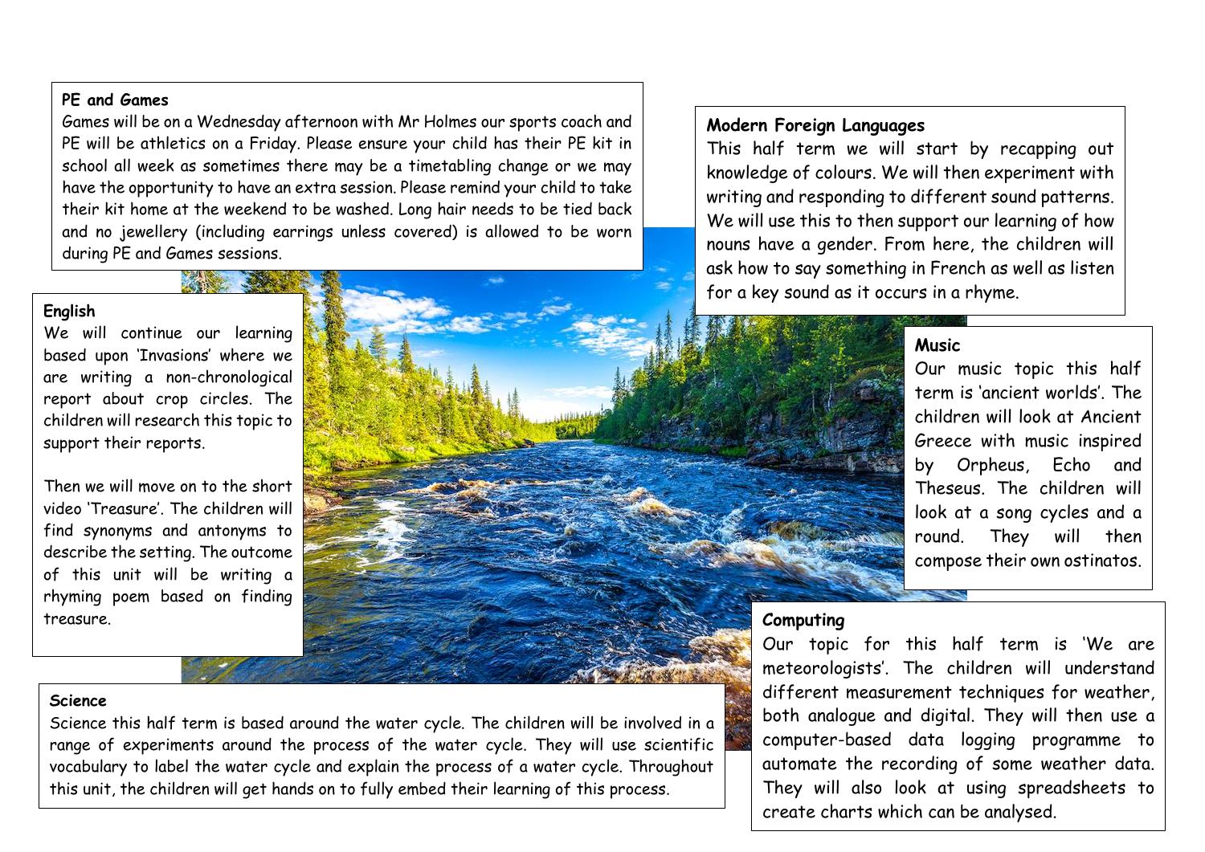## PE and Games

Games will be on a Wednesday afternoon with Mr Holmes our sports coach and PE will be athletics on a Friday. Please ensure your child has their PE kit in school all week as sometimes there may be a timetabling change or we may have the opportunity to have an extra session. Please remind your child to take their kit home at the weekend to be washed. Long hair needs to be tied back and no jewellery (including earrings unless covered) is allowed to be worn during PE and Games sessions.

## Modern Foreign Languages

This half term we will start by recapping out knowledge of colours. We will then experiment with writing and responding to different sound patterns. We will use this to then support our learning of how nouns have a gender. From here, the children will ask how to say something in French as well as listen for a key sound as it occurs in a rhyme.

## English

We will continue our learning based upon 'Invasions' where we are writing a non-chronological report about crop circles. The children will research this topic to support their reports.

Then we will move on to the short video 'Treasure'. The children will find synonyms and antonyms to describe the setting. The outcome of this unit will be writing a rhyming poem based on finding treasure.

## Music

Our music topic this half term is 'ancient worlds'. The children will look at Ancient Greece with music inspired by Orpheus, Echo and Theseus. The children will look at a song cycles and a round. They will then compose their own ostinatos.

## Computing

Our topic for this half term is 'We are meteorologists'. The children will understand different measurement techniques for weather, both analogue and digital. They will then use a computer-based data logging programme to automate the recording of some weather data. They will also look at using spreadsheets to create charts which can be analysed.

## Science

Science this half term is based around the water cycle. The children will be involved in a range of experiments around the process of the water cycle. They will use scientific vocabulary to label the water cycle and explain the process of a water cycle. Throughout this unit, the children will get hands on to fully embed their learning of this process.